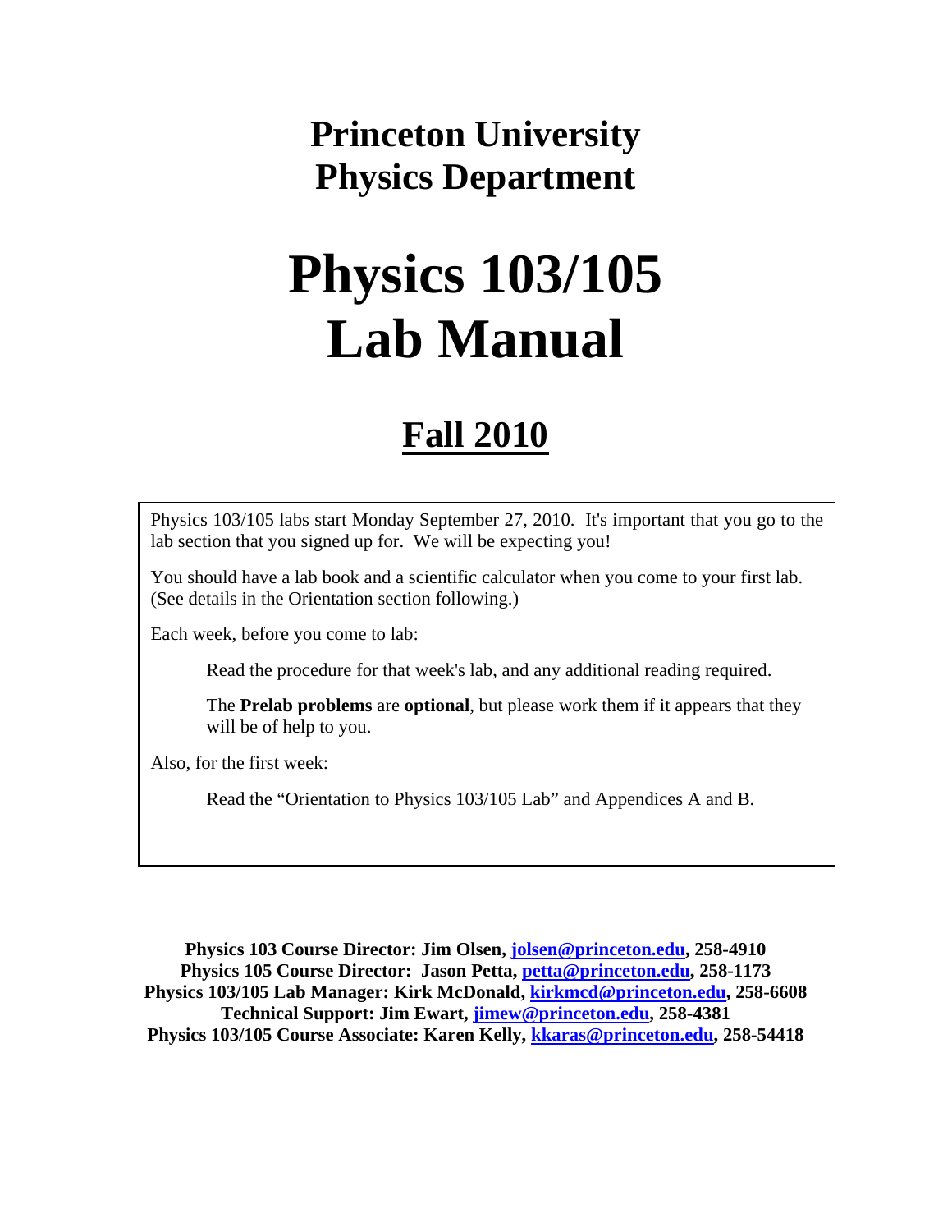# Princeton University
# Physics Department

# Physics 103/105
# Lab Manual

## Fall 2010

Physics 103/105 labs start Monday September 27, 2010. It's important that you go to the lab section that you signed up for. We will be expecting you!

You should have a lab book and a scientific calculator when you come to your first lab. (See details in the Orientation section following.)

Each week, before you come to lab:

> Read the procedure for that week's lab, and any additional reading required.
>
> The **Prelab problems** are **optional**, but please work them if it appears that they will be of help to you.

Also, for the first week:

> Read the "Orientation to Physics 103/105 Lab" and Appendices A and B.

**Physics 103 Course Director: Jim Olsen, jolsen@princeton.edu, 258-4910**
**Physics 105 Course Director: Jason Petta, petta@princeton.edu, 258-1173**
**Physics 103/105 Lab Manager: Kirk McDonald, kirkmcd@princeton.edu, 258-6608**
**Technical Support: Jim Ewart, jimew@princeton.edu, 258-4381**
**Physics 103/105 Course Associate: Karen Kelly, kkaras@princeton.edu, 258-54418**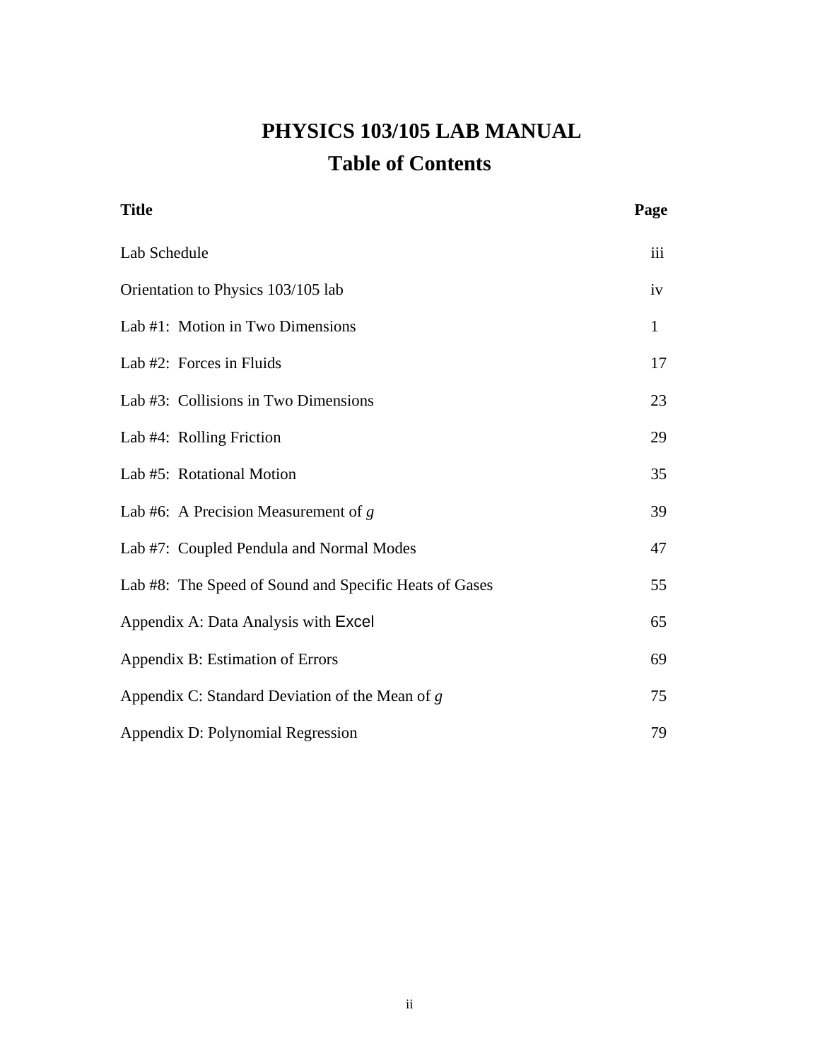# PHYSICS 103/105 LAB MANUAL

## Table of Contents

| **Title** | **Page** |
|---|---|
| Lab Schedule | iii |
| Orientation to Physics 103/105 lab | iv |
| Lab #1: Motion in Two Dimensions | 1 |
| Lab #2: Forces in Fluids | 17 |
| Lab #3: Collisions in Two Dimensions | 23 |
| Lab #4: Rolling Friction | 29 |
| Lab #5: Rotational Motion | 35 |
| Lab #6: A Precision Measurement of *g* | 39 |
| Lab #7: Coupled Pendula and Normal Modes | 47 |
| Lab #8: The Speed of Sound and Specific Heats of Gases | 55 |
| Appendix A: Data Analysis with Excel | 65 |
| Appendix B: Estimation of Errors | 69 |
| Appendix C: Standard Deviation of the Mean of *g* | 75 |
| Appendix D: Polynomial Regression | 79 |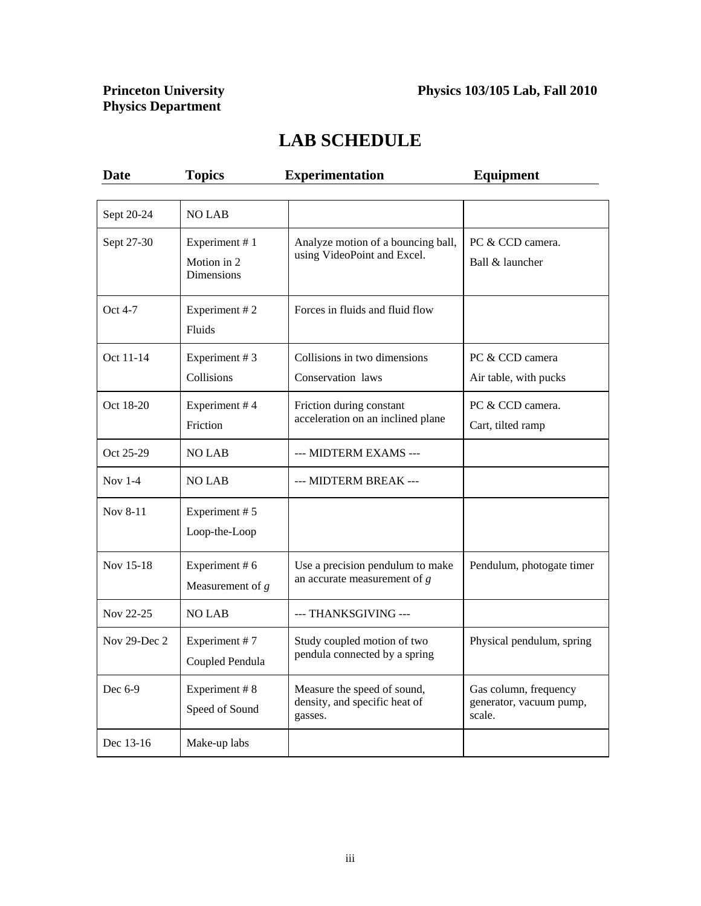**Princeton University**
**Physics Department**

**Physics 103/105 Lab, Fall 2010**

# LAB SCHEDULE

| Date | Topics | Experimentation | Equipment |
|---|---|---|---|
| Sept 20-24 | NO LAB | | |
| Sept 27-30 | Experiment # 1<br>Motion in 2 Dimensions | Analyze motion of a bouncing ball, using VideoPoint and Excel. | PC & CCD camera.<br>Ball & launcher |
| Oct 4-7 | Experiment # 2<br>Fluids | Forces in fluids and fluid flow | |
| Oct 11-14 | Experiment # 3<br>Collisions | Collisions in two dimensions<br>Conservation laws | PC & CCD camera<br>Air table, with pucks |
| Oct 18-20 | Experiment # 4<br>Friction | Friction during constant acceleration on an inclined plane | PC & CCD camera.<br>Cart, tilted ramp |
| Oct 25-29 | NO LAB | --- MIDTERM EXAMS --- | |
| Nov 1-4 | NO LAB | --- MIDTERM BREAK --- | |
| Nov 8-11 | Experiment # 5<br>Loop-the-Loop | | |
| Nov 15-18 | Experiment # 6<br>Measurement of $g$ | Use a precision pendulum to make an accurate measurement of $g$ | Pendulum, photogate timer |
| Nov 22-25 | NO LAB | --- THANKSGIVING --- | |
| Nov 29-Dec 2 | Experiment # 7<br>Coupled Pendula | Study coupled motion of two pendula connected by a spring | Physical pendulum, spring |
| Dec 6-9 | Experiment # 8<br>Speed of Sound | Measure the speed of sound, density, and specific heat of gasses. | Gas column, frequency generator, vacuum pump, scale. |
| Dec 13-16 | Make-up labs | | |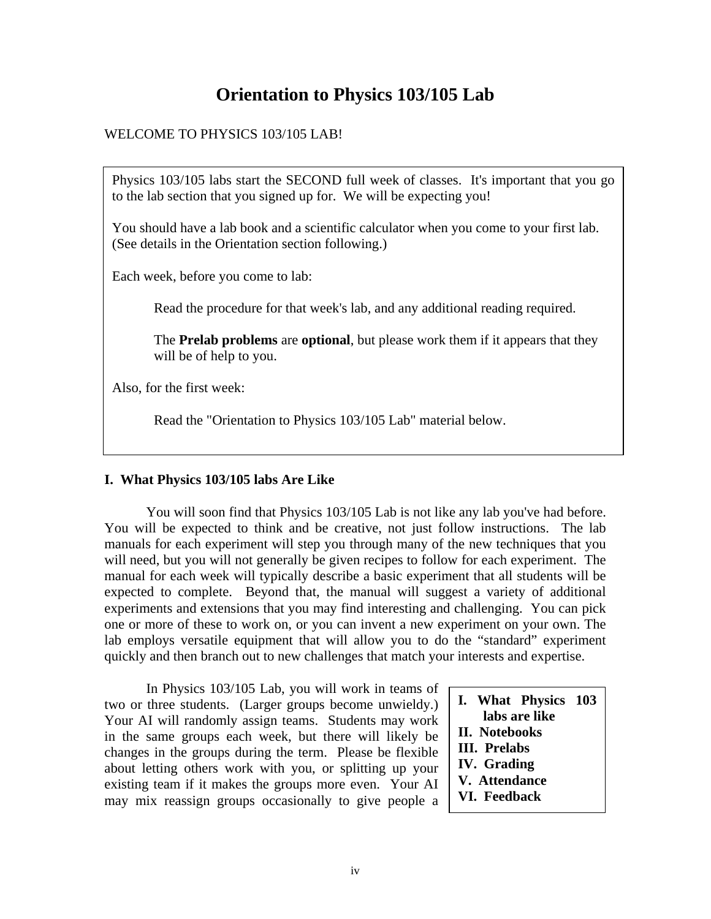# Orientation to Physics 103/105 Lab

WELCOME TO PHYSICS 103/105 LAB!

> Physics 103/105 labs start the SECOND full week of classes. It's important that you go to the lab section that you signed up for. We will be expecting you!
>
> You should have a lab book and a scientific calculator when you come to your first lab. (See details in the Orientation section following.)
>
> Each week, before you come to lab:
>
> Read the procedure for that week's lab, and any additional reading required.
>
> The **Prelab problems** are **optional**, but please work them if it appears that they will be of help to you.
>
> Also, for the first week:
>
> Read the "Orientation to Physics 103/105 Lab" material below.

## I. What Physics 103/105 labs Are Like

You will soon find that Physics 103/105 Lab is not like any lab you've had before. You will be expected to think and be creative, not just follow instructions. The lab manuals for each experiment will step you through many of the new techniques that you will need, but you will not generally be given recipes to follow for each experiment. The manual for each week will typically describe a basic experiment that all students will be expected to complete. Beyond that, the manual will suggest a variety of additional experiments and extensions that you may find interesting and challenging. You can pick one or more of these to work on, or you can invent a new experiment on your own. The lab employs versatile equipment that will allow you to do the "standard" experiment quickly and then branch out to new challenges that match your interests and expertise.

> **I. What Physics 103 labs are like**
> **II. Notebooks**
> **III. Prelabs**
> **IV. Grading**
> **V. Attendance**
> **VI. Feedback**

In Physics 103/105 Lab, you will work in teams of two or three students. (Larger groups become unwieldy.) Your AI will randomly assign teams. Students may work in the same groups each week, but there will likely be changes in the groups during the term. Please be flexible about letting others work with you, or splitting up your existing team if it makes the groups more even. Your AI may mix reassign groups occasionally to give people a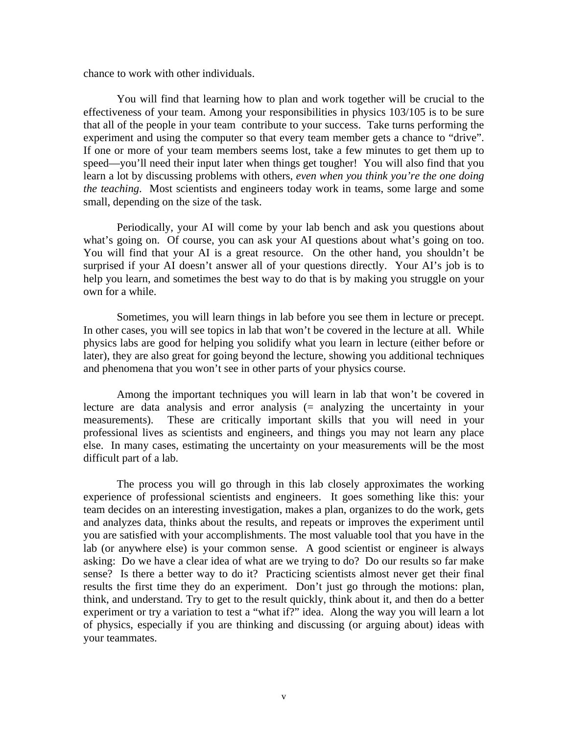chance to work with other individuals.

You will find that learning how to plan and work together will be crucial to the effectiveness of your team. Among your responsibilities in physics 103/105 is to be sure that all of the people in your team contribute to your success. Take turns performing the experiment and using the computer so that every team member gets a chance to "drive". If one or more of your team members seems lost, take a few minutes to get them up to speed—you'll need their input later when things get tougher! You will also find that you learn a lot by discussing problems with others, *even when you think you're the one doing the teaching*. Most scientists and engineers today work in teams, some large and some small, depending on the size of the task.

Periodically, your AI will come by your lab bench and ask you questions about what's going on. Of course, you can ask your AI questions about what's going on too. You will find that your AI is a great resource. On the other hand, you shouldn't be surprised if your AI doesn't answer all of your questions directly. Your AI's job is to help you learn, and sometimes the best way to do that is by making you struggle on your own for a while.

Sometimes, you will learn things in lab before you see them in lecture or precept. In other cases, you will see topics in lab that won't be covered in the lecture at all. While physics labs are good for helping you solidify what you learn in lecture (either before or later), they are also great for going beyond the lecture, showing you additional techniques and phenomena that you won't see in other parts of your physics course.

Among the important techniques you will learn in lab that won't be covered in lecture are data analysis and error analysis (= analyzing the uncertainty in your measurements). These are critically important skills that you will need in your professional lives as scientists and engineers, and things you may not learn any place else. In many cases, estimating the uncertainty on your measurements will be the most difficult part of a lab.

The process you will go through in this lab closely approximates the working experience of professional scientists and engineers. It goes something like this: your team decides on an interesting investigation, makes a plan, organizes to do the work, gets and analyzes data, thinks about the results, and repeats or improves the experiment until you are satisfied with your accomplishments. The most valuable tool that you have in the lab (or anywhere else) is your common sense. A good scientist or engineer is always asking: Do we have a clear idea of what are we trying to do? Do our results so far make sense? Is there a better way to do it? Practicing scientists almost never get their final results the first time they do an experiment. Don't just go through the motions: plan, think, and understand. Try to get to the result quickly, think about it, and then do a better experiment or try a variation to test a "what if?" idea. Along the way you will learn a lot of physics, especially if you are thinking and discussing (or arguing about) ideas with your teammates.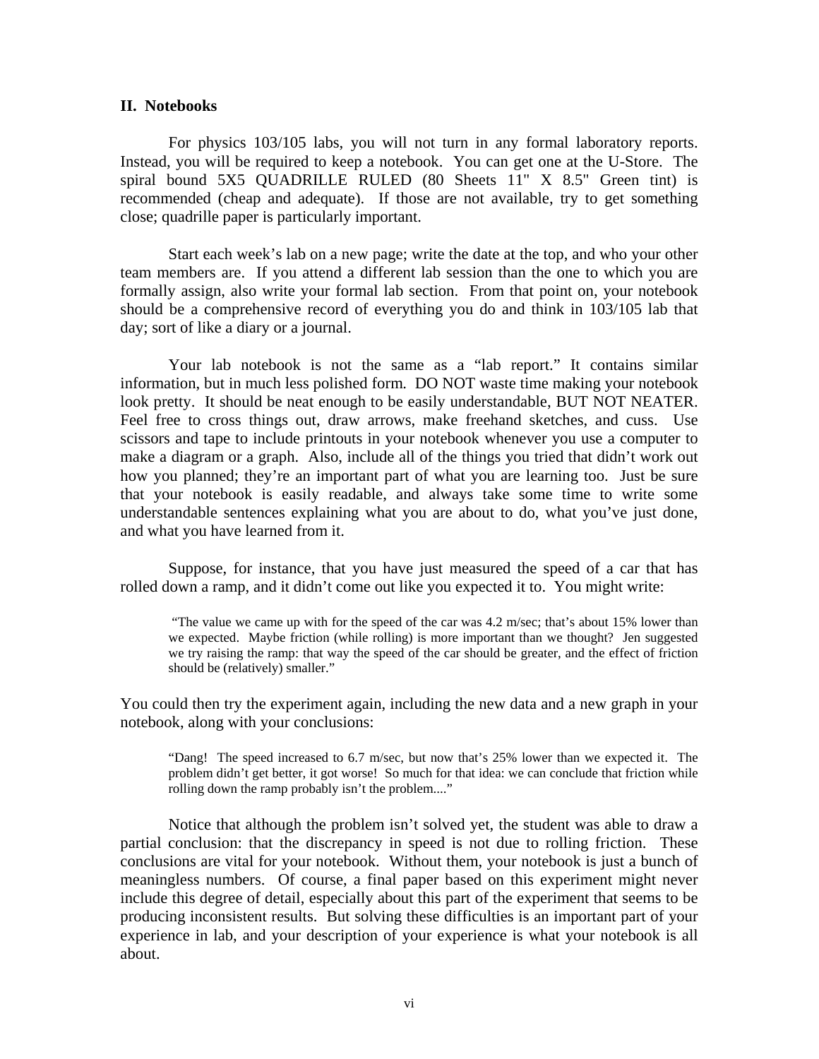## II. Notebooks

For physics 103/105 labs, you will not turn in any formal laboratory reports. Instead, you will be required to keep a notebook. You can get one at the U-Store. The spiral bound 5X5 QUADRILLE RULED (80 Sheets 11" X 8.5" Green tint) is recommended (cheap and adequate). If those are not available, try to get something close; quadrille paper is particularly important.

Start each week's lab on a new page; write the date at the top, and who your other team members are. If you attend a different lab session than the one to which you are formally assign, also write your formal lab section. From that point on, your notebook should be a comprehensive record of everything you do and think in 103/105 lab that day; sort of like a diary or a journal.

Your lab notebook is not the same as a "lab report." It contains similar information, but in much less polished form. DO NOT waste time making your notebook look pretty. It should be neat enough to be easily understandable, BUT NOT NEATER. Feel free to cross things out, draw arrows, make freehand sketches, and cuss. Use scissors and tape to include printouts in your notebook whenever you use a computer to make a diagram or a graph. Also, include all of the things you tried that didn't work out how you planned; they're an important part of what you are learning too. Just be sure that your notebook is easily readable, and always take some time to write some understandable sentences explaining what you are about to do, what you've just done, and what you have learned from it.

Suppose, for instance, that you have just measured the speed of a car that has rolled down a ramp, and it didn't come out like you expected it to. You might write:

> "The value we came up with for the speed of the car was 4.2 m/sec; that's about 15% lower than we expected. Maybe friction (while rolling) is more important than we thought? Jen suggested we try raising the ramp: that way the speed of the car should be greater, and the effect of friction should be (relatively) smaller."

You could then try the experiment again, including the new data and a new graph in your notebook, along with your conclusions:

> "Dang! The speed increased to 6.7 m/sec, but now that's 25% lower than we expected it. The problem didn't get better, it got worse! So much for that idea: we can conclude that friction while rolling down the ramp probably isn't the problem...."

Notice that although the problem isn't solved yet, the student was able to draw a partial conclusion: that the discrepancy in speed is not due to rolling friction. These conclusions are vital for your notebook. Without them, your notebook is just a bunch of meaningless numbers. Of course, a final paper based on this experiment might never include this degree of detail, especially about this part of the experiment that seems to be producing inconsistent results. But solving these difficulties is an important part of your experience in lab, and your description of your experience is what your notebook is all about.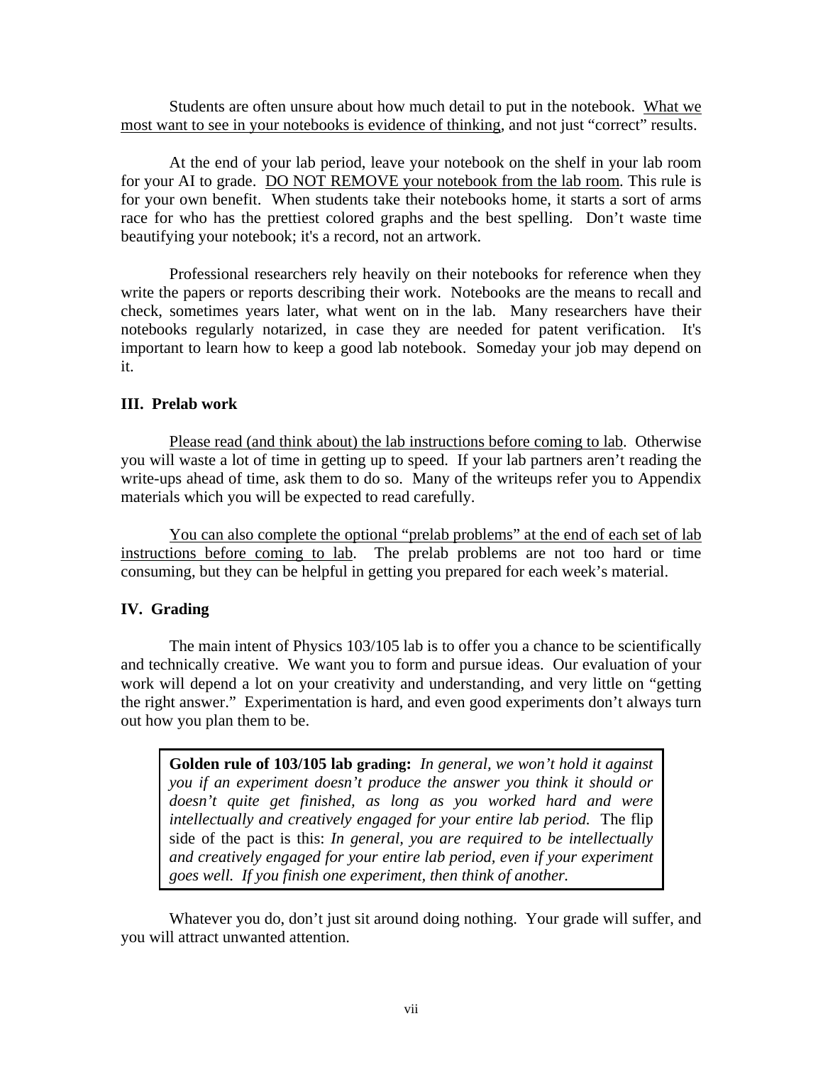Students are often unsure about how much detail to put in the notebook. What we most want to see in your notebooks is evidence of thinking, and not just "correct" results.

At the end of your lab period, leave your notebook on the shelf in your lab room for your AI to grade. DO NOT REMOVE your notebook from the lab room. This rule is for your own benefit. When students take their notebooks home, it starts a sort of arms race for who has the prettiest colored graphs and the best spelling. Don't waste time beautifying your notebook; it's a record, not an artwork.

Professional researchers rely heavily on their notebooks for reference when they write the papers or reports describing their work. Notebooks are the means to recall and check, sometimes years later, what went on in the lab. Many researchers have their notebooks regularly notarized, in case they are needed for patent verification. It's important to learn how to keep a good lab notebook. Someday your job may depend on it.

### III. Prelab work

Please read (and think about) the lab instructions before coming to lab. Otherwise you will waste a lot of time in getting up to speed. If your lab partners aren't reading the write-ups ahead of time, ask them to do so. Many of the writeups refer you to Appendix materials which you will be expected to read carefully.

You can also complete the optional "prelab problems" at the end of each set of lab instructions before coming to lab. The prelab problems are not too hard or time consuming, but they can be helpful in getting you prepared for each week's material.

### IV. Grading

The main intent of Physics 103/105 lab is to offer you a chance to be scientifically and technically creative. We want you to form and pursue ideas. Our evaluation of your work will depend a lot on your creativity and understanding, and very little on "getting the right answer." Experimentation is hard, and even good experiments don't always turn out how you plan them to be.

> **Golden rule of 103/105 lab grading:** *In general, we won't hold it against you if an experiment doesn't produce the answer you think it should or doesn't quite get finished, as long as you worked hard and were intellectually and creatively engaged for your entire lab period.* The flip side of the pact is this: *In general, you are required to be intellectually and creatively engaged for your entire lab period, even if your experiment goes well. If you finish one experiment, then think of another.*

Whatever you do, don't just sit around doing nothing. Your grade will suffer, and you will attract unwanted attention.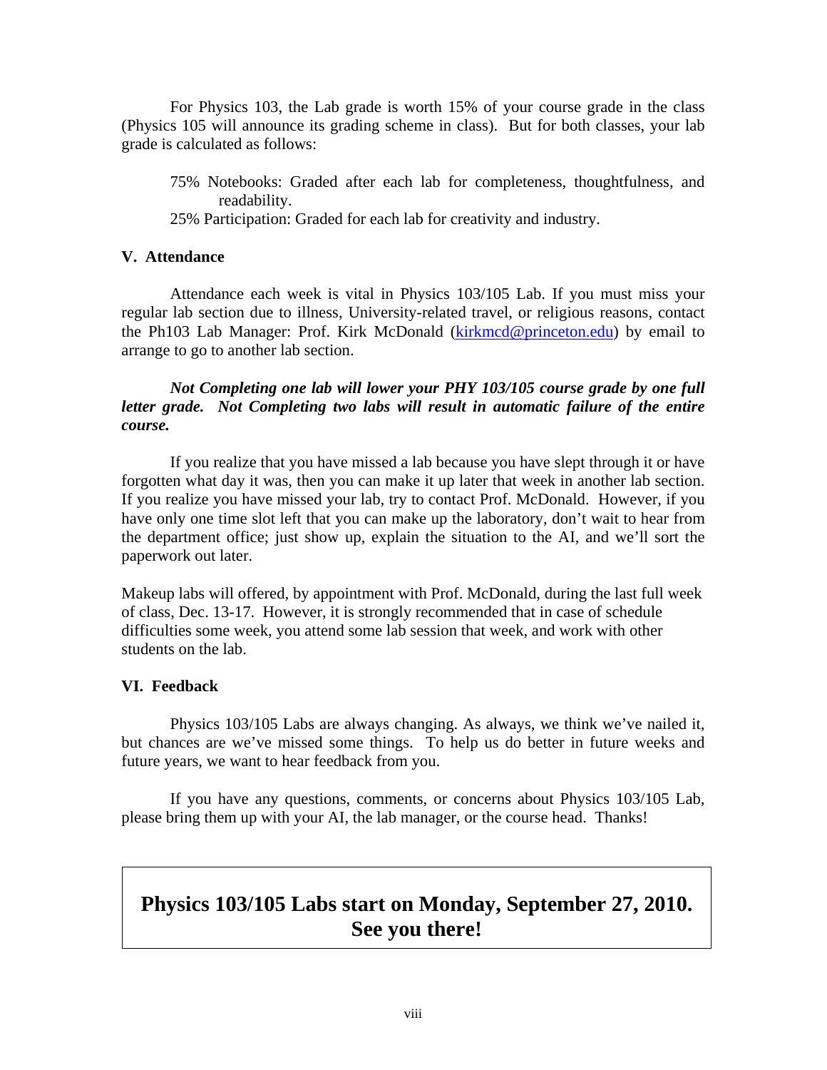For Physics 103, the Lab grade is worth 15% of your course grade in the class (Physics 105 will announce its grading scheme in class). But for both classes, your lab grade is calculated as follows:

75% Notebooks: Graded after each lab for completeness, thoughtfulness, and readability.

25% Participation: Graded for each lab for creativity and industry.

### V. Attendance

Attendance each week is vital in Physics 103/105 Lab. If you must miss your regular lab section due to illness, University-related travel, or religious reasons, contact the Ph103 Lab Manager: Prof. Kirk McDonald (kirkmcd@princeton.edu) by email to arrange to go to another lab section.

***Not Completing one lab will lower your PHY 103/105 course grade by one full letter grade. Not Completing two labs will result in automatic failure of the entire course.***

If you realize that you have missed a lab because you have slept through it or have forgotten what day it was, then you can make it up later that week in another lab section. If you realize you have missed your lab, try to contact Prof. McDonald. However, if you have only one time slot left that you can make up the laboratory, don't wait to hear from the department office; just show up, explain the situation to the AI, and we'll sort the paperwork out later.

Makeup labs will offered, by appointment with Prof. McDonald, during the last full week of class, Dec. 13-17. However, it is strongly recommended that in case of schedule difficulties some week, you attend some lab session that week, and work with other students on the lab.

### VI. Feedback

Physics 103/105 Labs are always changing. As always, we think we've nailed it, but chances are we've missed some things. To help us do better in future weeks and future years, we want to hear feedback from you.

If you have any questions, comments, or concerns about Physics 103/105 Lab, please bring them up with your AI, the lab manager, or the course head. Thanks!

**Physics 103/105 Labs start on Monday, September 27, 2010. See you there!**